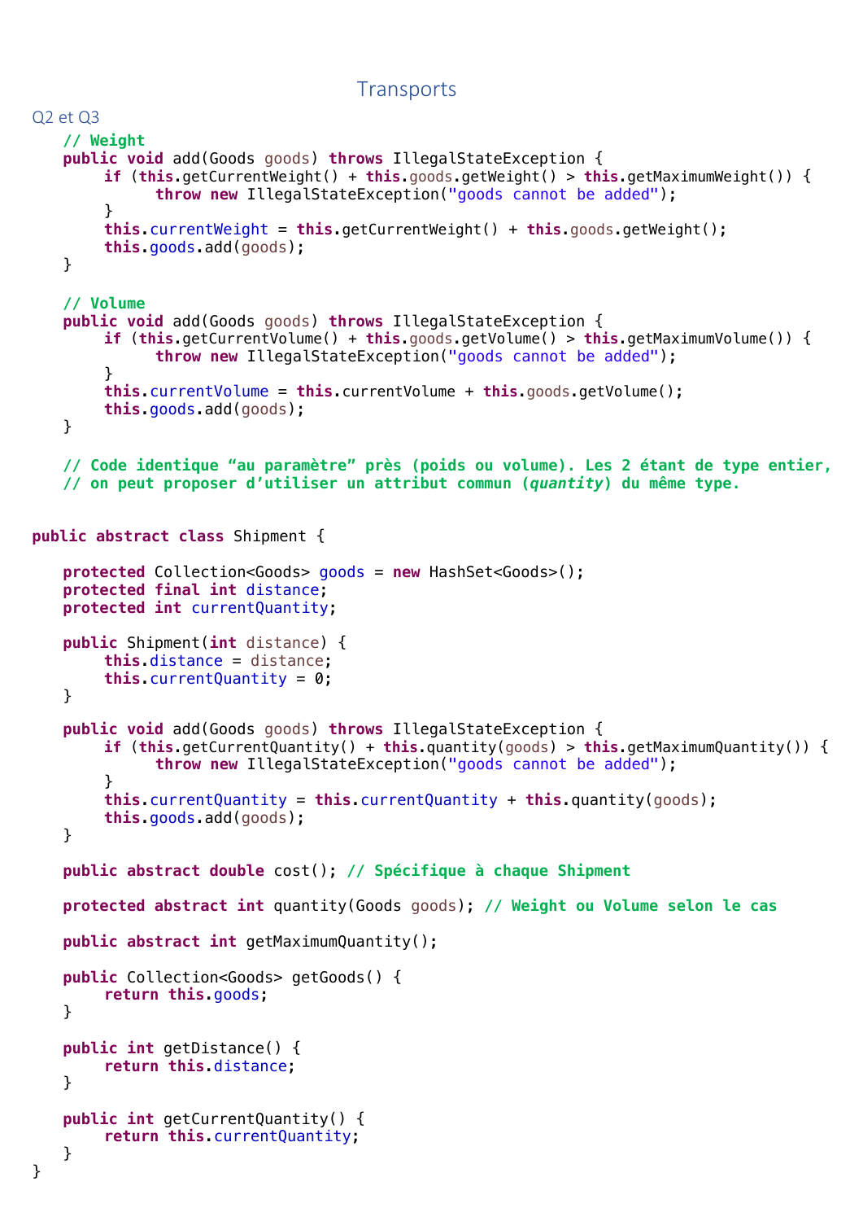# Transports

## Q2 et Q3

```java
// Weight
public void add(Goods goods) throws IllegalStateException {
    if (this.getCurrentWeight() + this.goods.getWeight() > this.getMaximumWeight()) {
        throw new IllegalStateException("goods cannot be added");
    }
    this.currentWeight = this.getCurrentWeight() + this.goods.getWeight();
    this.goods.add(goods);
}

// Volume
public void add(Goods goods) throws IllegalStateException {
    if (this.getCurrentVolume() + this.goods.getVolume() > this.getMaximumVolume()) {
        throw new IllegalStateException("goods cannot be added");
    }
    this.currentVolume = this.currentVolume + this.goods.getVolume();
    this.goods.add(goods);
}

// Code identique “au paramètre” près (poids ou volume). Les 2 étant de type entier,
// on peut proposer d’utiliser un attribut commun (quantity) du même type.
```

```java
public abstract class Shipment {

    protected Collection<Goods> goods = new HashSet<Goods>();
    protected final int distance;
    protected int currentQuantity;

    public Shipment(int distance) {
        this.distance = distance;
        this.currentQuantity = 0;
    }

    public void add(Goods goods) throws IllegalStateException {
        if (this.getCurrentQuantity() + this.quantity(goods) > this.getMaximumQuantity()) {
            throw new IllegalStateException("goods cannot be added");
        }
        this.currentQuantity = this.currentQuantity + this.quantity(goods);
        this.goods.add(goods);
    }

    public abstract double cost(); // Spécifique à chaque Shipment

    protected abstract int quantity(Goods goods); // Weight ou Volume selon le cas

    public abstract int getMaximumQuantity();

    public Collection<Goods> getGoods() {
        return this.goods;
    }

    public int getDistance() {
        return this.distance;
    }

    public int getCurrentQuantity() {
        return this.currentQuantity;
    }
}
```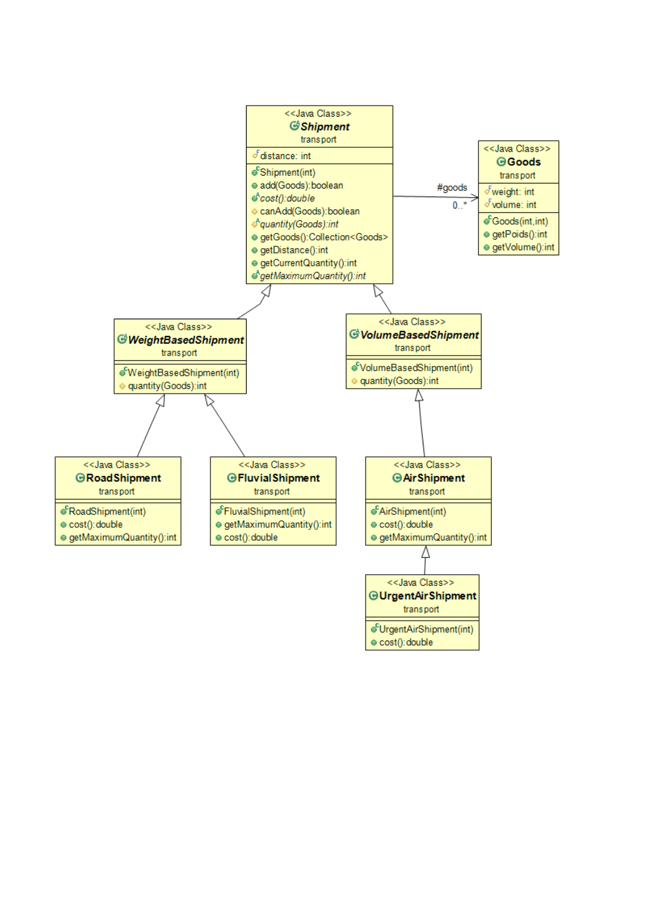**<<Java Class>>**
***Shipment***
transport

- distance: int

- Shipment(int)
- add(Goods):boolean
- *cost():double*
- canAdd(Goods):boolean
- *quantity(Goods):int*
- getGoods():Collection<Goods>
- getDistance():int
- getCurrentQuantity():int
- *getMaximumQuantity():int*

Association: Shipment → Goods (#goods, 0..*)

**<<Java Class>>**
**Goods**
transport

- weight: int
- volume: int

- Goods(int,int)
- getPoids():int
- getVolume():int

**<<Java Class>>**
***WeightBasedShipment***
transport

- WeightBasedShipment(int)
- quantity(Goods):int

**<<Java Class>>**
***VolumeBasedShipment***
transport

- VolumeBasedShipment(int)
- quantity(Goods):int

**<<Java Class>>**
**RoadShipment**
transport

- RoadShipment(int)
- cost():double
- getMaximumQuantity():int

**<<Java Class>>**
**FluvialShipment**
transport

- FluvialShipment(int)
- getMaximumQuantity():int
- cost():double

**<<Java Class>>**
**AirShipment**
transport

- AirShipment(int)
- cost():double
- getMaximumQuantity():int

**<<Java Class>>**
**UrgentAirShipment**
transport

- UrgentAirShipment(int)
- cost():double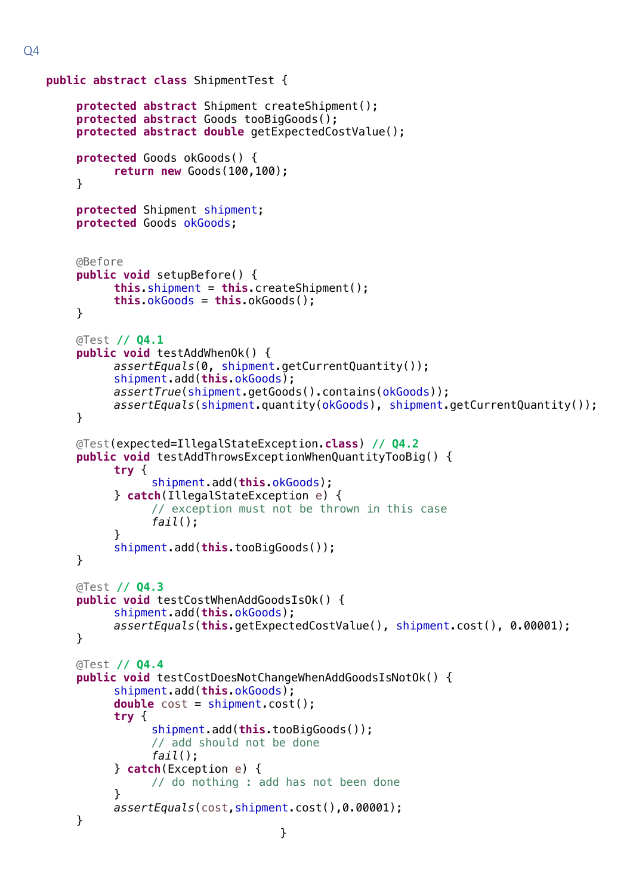Q4

```java
public abstract class ShipmentTest {

     protected abstract Shipment createShipment();
     protected abstract Goods tooBigGoods();
     protected abstract double getExpectedCostValue();

     protected Goods okGoods() {
           return new Goods(100,100);
     }

     protected Shipment shipment;
     protected Goods okGoods;


     @Before
     public void setupBefore() {
           this.shipment = this.createShipment();
           this.okGoods = this.okGoods();
     }

     @Test // Q4.1
     public void testAddWhenOk() {
           assertEquals(0, shipment.getCurrentQuantity());
           shipment.add(this.okGoods);
           assertTrue(shipment.getGoods().contains(okGoods));
           assertEquals(shipment.quantity(okGoods), shipment.getCurrentQuantity());
     }

     @Test(expected=IllegalStateException.class) // Q4.2
     public void testAddThrowsExceptionWhenQuantityTooBig() {
           try {
                shipment.add(this.okGoods);
           } catch(IllegalStateException e) {
                // exception must not be thrown in this case
                fail();
           }
           shipment.add(this.tooBigGoods());
     }

     @Test // Q4.3
     public void testCostWhenAddGoodsIsOk() {
           shipment.add(this.okGoods);
           assertEquals(this.getExpectedCostValue(), shipment.cost(), 0.00001);
     }

     @Test // Q4.4
     public void testCostDoesNotChangeWhenAddGoodsIsNotOk() {
           shipment.add(this.okGoods);
           double cost = shipment.cost();
           try {
                shipment.add(this.tooBigGoods());
                // add should not be done
                fail();
           } catch(Exception e) {
                // do nothing : add has not been done
           }
           assertEquals(cost,shipment.cost(),0.00001);
     }
}
```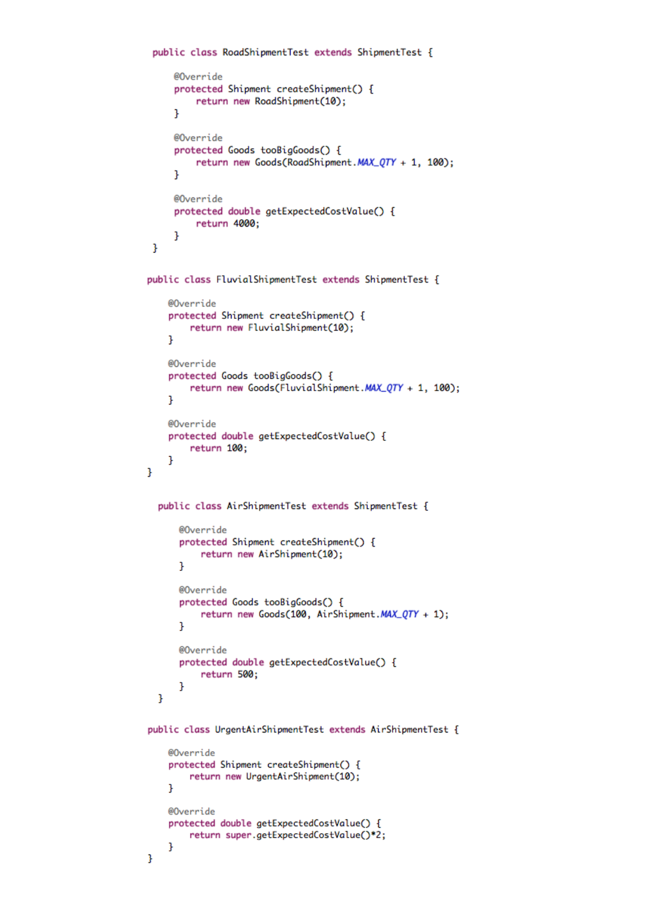```java
public class RoadShipmentTest extends ShipmentTest {

    @Override
    protected Shipment createShipment() {
        return new RoadShipment(10);
    }

    @Override
    protected Goods tooBigGoods() {
        return new Goods(RoadShipment.MAX_QTY + 1, 100);
    }

    @Override
    protected double getExpectedCostValue() {
        return 4000;
    }
}
```

```java
public class FluvialShipmentTest extends ShipmentTest {

    @Override
    protected Shipment createShipment() {
        return new FluvialShipment(10);
    }

    @Override
    protected Goods tooBigGoods() {
        return new Goods(FluvialShipment.MAX_QTY + 1, 100);
    }

    @Override
    protected double getExpectedCostValue() {
        return 100;
    }
}
```

```java
public class AirShipmentTest extends ShipmentTest {

    @Override
    protected Shipment createShipment() {
        return new AirShipment(10);
    }

    @Override
    protected Goods tooBigGoods() {
        return new Goods(100, AirShipment.MAX_QTY + 1);
    }

    @Override
    protected double getExpectedCostValue() {
        return 500;
    }
}
```

```java
public class UrgentAirShipmentTest extends AirShipmentTest {

    @Override
    protected Shipment createShipment() {
        return new UrgentAirShipment(10);
    }

    @Override
    protected double getExpectedCostValue() {
        return super.getExpectedCostValue()*2;
    }
}
```